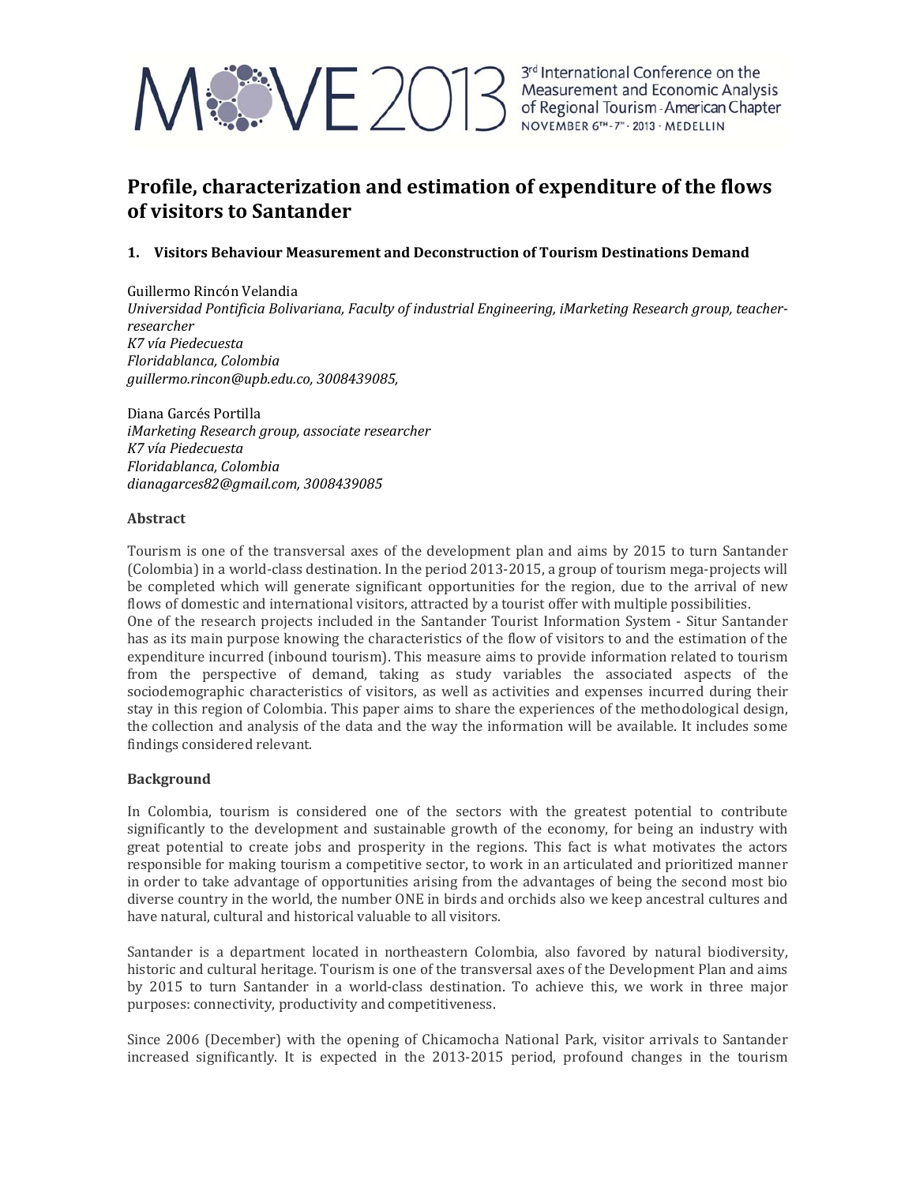# Profile, characterization and estimation of expenditure of the flows of visitors to Santander

## 1. Visitors Behaviour Measurement and Deconstruction of Tourism Destinations Demand

Guillermo Rincón Velandia
*Universidad Pontificia Bolivariana, Faculty of industrial Engineering, iMarketing Research group, teacher-researcher*
*K7 vía Piedecuesta*
*Floridablanca, Colombia*
*guillermo.rincon@upb.edu.co, 3008439085,*

Diana Garcés Portilla
*iMarketing Research group, associate researcher*
*K7 vía Piedecuesta*
*Floridablanca, Colombia*
*dianagarces82@gmail.com, 3008439085*

### Abstract

Tourism is one of the transversal axes of the development plan and aims by 2015 to turn Santander (Colombia) in a world-class destination. In the period 2013-2015, a group of tourism mega-projects will be completed which will generate significant opportunities for the region, due to the arrival of new flows of domestic and international visitors, attracted by a tourist offer with multiple possibilities.
One of the research projects included in the Santander Tourist Information System - Situr Santander has as its main purpose knowing the characteristics of the flow of visitors to and the estimation of the expenditure incurred (inbound tourism). This measure aims to provide information related to tourism from the perspective of demand, taking as study variables the associated aspects of the sociodemographic characteristics of visitors, as well as activities and expenses incurred during their stay in this region of Colombia. This paper aims to share the experiences of the methodological design, the collection and analysis of the data and the way the information will be available. It includes some findings considered relevant.

### Background

In Colombia, tourism is considered one of the sectors with the greatest potential to contribute significantly to the development and sustainable growth of the economy, for being an industry with great potential to create jobs and prosperity in the regions. This fact is what motivates the actors responsible for making tourism a competitive sector, to work in an articulated and prioritized manner in order to take advantage of opportunities arising from the advantages of being the second most bio diverse country in the world, the number ONE in birds and orchids also we keep ancestral cultures and have natural, cultural and historical valuable to all visitors.

Santander is a department located in northeastern Colombia, also favored by natural biodiversity, historic and cultural heritage. Tourism is one of the transversal axes of the Development Plan and aims by 2015 to turn Santander in a world-class destination. To achieve this, we work in three major purposes: connectivity, productivity and competitiveness.

Since 2006 (December) with the opening of Chicamocha National Park, visitor arrivals to Santander increased significantly. It is expected in the 2013-2015 period, profound changes in the tourism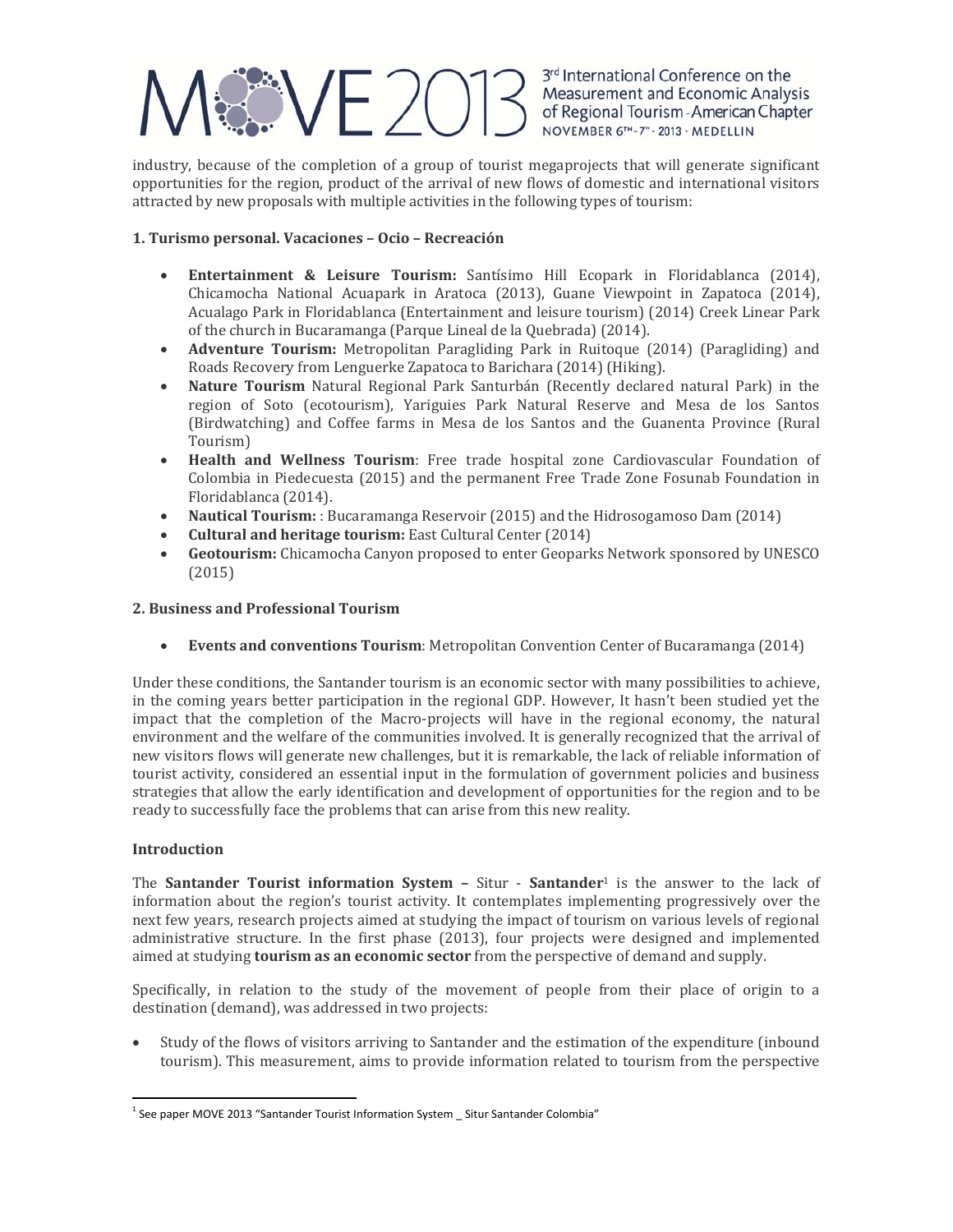industry, because of the completion of a group of tourist megaprojects that will generate significant opportunities for the region, product of the arrival of new flows of domestic and international visitors attracted by new proposals with multiple activities in the following types of tourism:

**1. Turismo personal. Vacaciones – Ocio – Recreación**

- **Entertainment & Leisure Tourism:** Santísimo Hill Ecopark in Floridablanca (2014), Chicamocha National Acuapark in Aratoca (2013), Guane Viewpoint in Zapatoca (2014), Acualago Park in Floridablanca (Entertainment and leisure tourism) (2014) Creek Linear Park of the church in Bucaramanga (Parque Lineal de la Quebrada) (2014).
- **Adventure Tourism:** Metropolitan Paragliding Park in Ruitoque (2014) (Paragliding) and Roads Recovery from Lenguerke Zapatoca to Barichara (2014) (Hiking).
- **Nature Tourism** Natural Regional Park Santurbán (Recently declared natural Park) in the region of Soto (ecotourism), Yariguies Park Natural Reserve and Mesa de los Santos (Birdwatching) and Coffee farms in Mesa de los Santos and the Guanenta Province (Rural Tourism)
- **Health and Wellness Tourism**: Free trade hospital zone Cardiovascular Foundation of Colombia in Piedecuesta (2015) and the permanent Free Trade Zone Fosunab Foundation in Floridablanca (2014).
- **Nautical Tourism:** : Bucaramanga Reservoir (2015) and the Hidrosogamoso Dam (2014)
- **Cultural and heritage tourism:** East Cultural Center (2014)
- **Geotourism:** Chicamocha Canyon proposed to enter Geoparks Network sponsored by UNESCO (2015)

**2. Business and Professional Tourism**

- **Events and conventions Tourism**: Metropolitan Convention Center of Bucaramanga (2014)

Under these conditions, the Santander tourism is an economic sector with many possibilities to achieve, in the coming years better participation in the regional GDP. However, It hasn't been studied yet the impact that the completion of the Macro-projects will have in the regional economy, the natural environment and the welfare of the communities involved. It is generally recognized that the arrival of new visitors flows will generate new challenges, but it is remarkable, the lack of reliable information of tourist activity, considered an essential input in the formulation of government policies and business strategies that allow the early identification and development of opportunities for the region and to be ready to successfully face the problems that can arise from this new reality.

## Introduction

The **Santander Tourist information System –** Situr - **Santander**[1] is the answer to the lack of information about the region's tourist activity. It contemplates implementing progressively over the next few years, research projects aimed at studying the impact of tourism on various levels of regional administrative structure. In the first phase (2013), four projects were designed and implemented aimed at studying **tourism as an economic sector** from the perspective of demand and supply.

Specifically, in relation to the study of the movement of people from their place of origin to a destination (demand), was addressed in two projects:

- Study of the flows of visitors arriving to Santander and the estimation of the expenditure (inbound tourism). This measurement, aims to provide information related to tourism from the perspective

[1] See paper MOVE 2013 "Santander Tourist Information System _ Situr Santander Colombia"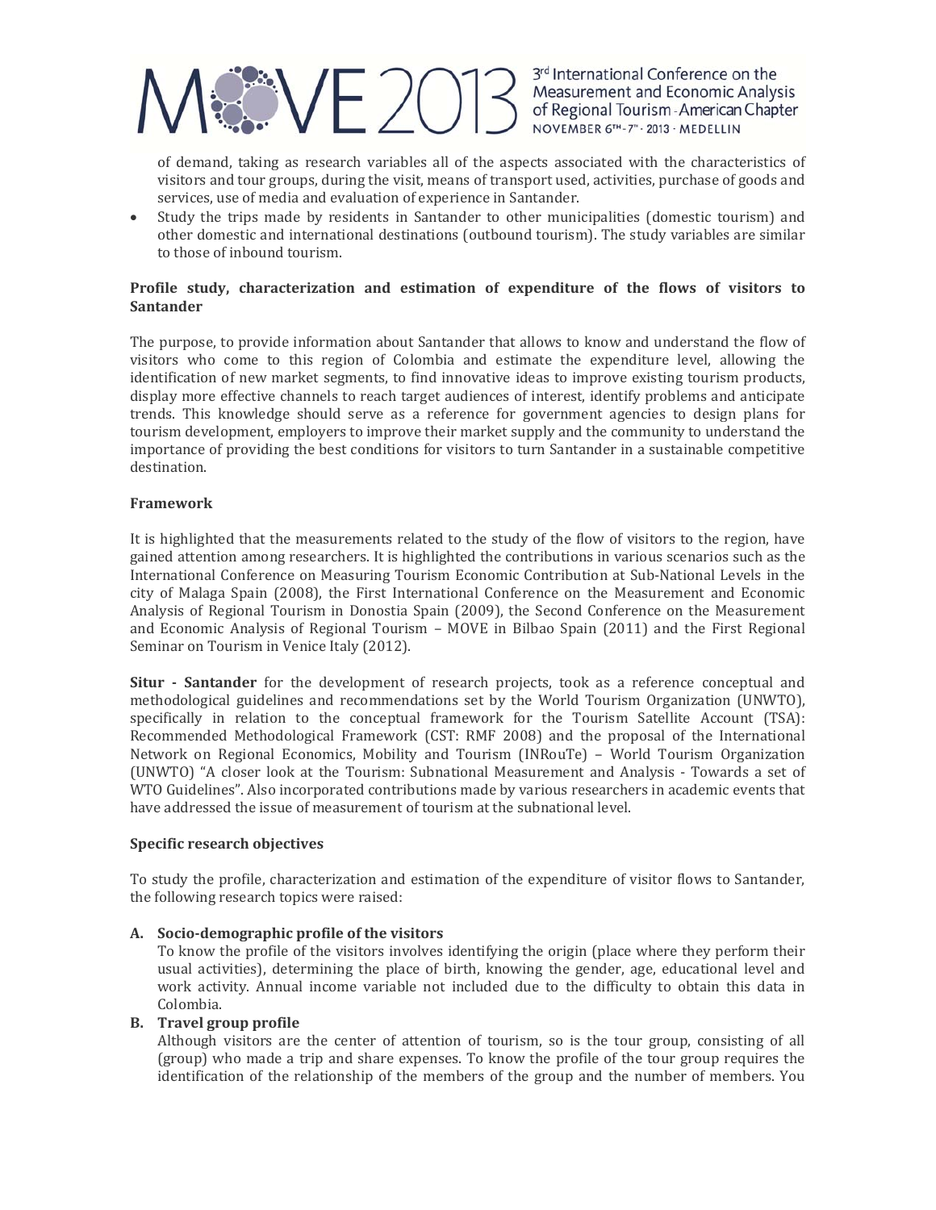of demand, taking as research variables all of the aspects associated with the characteristics of visitors and tour groups, during the visit, means of transport used, activities, purchase of goods and services, use of media and evaluation of experience in Santander.

- Study the trips made by residents in Santander to other municipalities (domestic tourism) and other domestic and international destinations (outbound tourism). The study variables are similar to those of inbound tourism.

**Profile study, characterization and estimation of expenditure of the flows of visitors to Santander**

The purpose, to provide information about Santander that allows to know and understand the flow of visitors who come to this region of Colombia and estimate the expenditure level, allowing the identification of new market segments, to find innovative ideas to improve existing tourism products, display more effective channels to reach target audiences of interest, identify problems and anticipate trends. This knowledge should serve as a reference for government agencies to design plans for tourism development, employers to improve their market supply and the community to understand the importance of providing the best conditions for visitors to turn Santander in a sustainable competitive destination.

**Framework**

It is highlighted that the measurements related to the study of the flow of visitors to the region, have gained attention among researchers. It is highlighted the contributions in various scenarios such as the International Conference on Measuring Tourism Economic Contribution at Sub-National Levels in the city of Malaga Spain (2008), the First International Conference on the Measurement and Economic Analysis of Regional Tourism in Donostia Spain (2009), the Second Conference on the Measurement and Economic Analysis of Regional Tourism – MOVE in Bilbao Spain (2011) and the First Regional Seminar on Tourism in Venice Italy (2012).

**Situr - Santander** for the development of research projects, took as a reference conceptual and methodological guidelines and recommendations set by the World Tourism Organization (UNWTO), specifically in relation to the conceptual framework for the Tourism Satellite Account (TSA): Recommended Methodological Framework (CST: RMF 2008) and the proposal of the International Network on Regional Economics, Mobility and Tourism (INRouTe) – World Tourism Organization (UNWTO) "A closer look at the Tourism: Subnational Measurement and Analysis - Towards a set of WTO Guidelines". Also incorporated contributions made by various researchers in academic events that have addressed the issue of measurement of tourism at the subnational level.

**Specific research objectives**

To study the profile, characterization and estimation of the expenditure of visitor flows to Santander, the following research topics were raised:

**A. Socio-demographic profile of the visitors**

To know the profile of the visitors involves identifying the origin (place where they perform their usual activities), determining the place of birth, knowing the gender, age, educational level and work activity. Annual income variable not included due to the difficulty to obtain this data in Colombia.

**B. Travel group profile**

Although visitors are the center of attention of tourism, so is the tour group, consisting of all (group) who made a trip and share expenses. To know the profile of the tour group requires the identification of the relationship of the members of the group and the number of members. You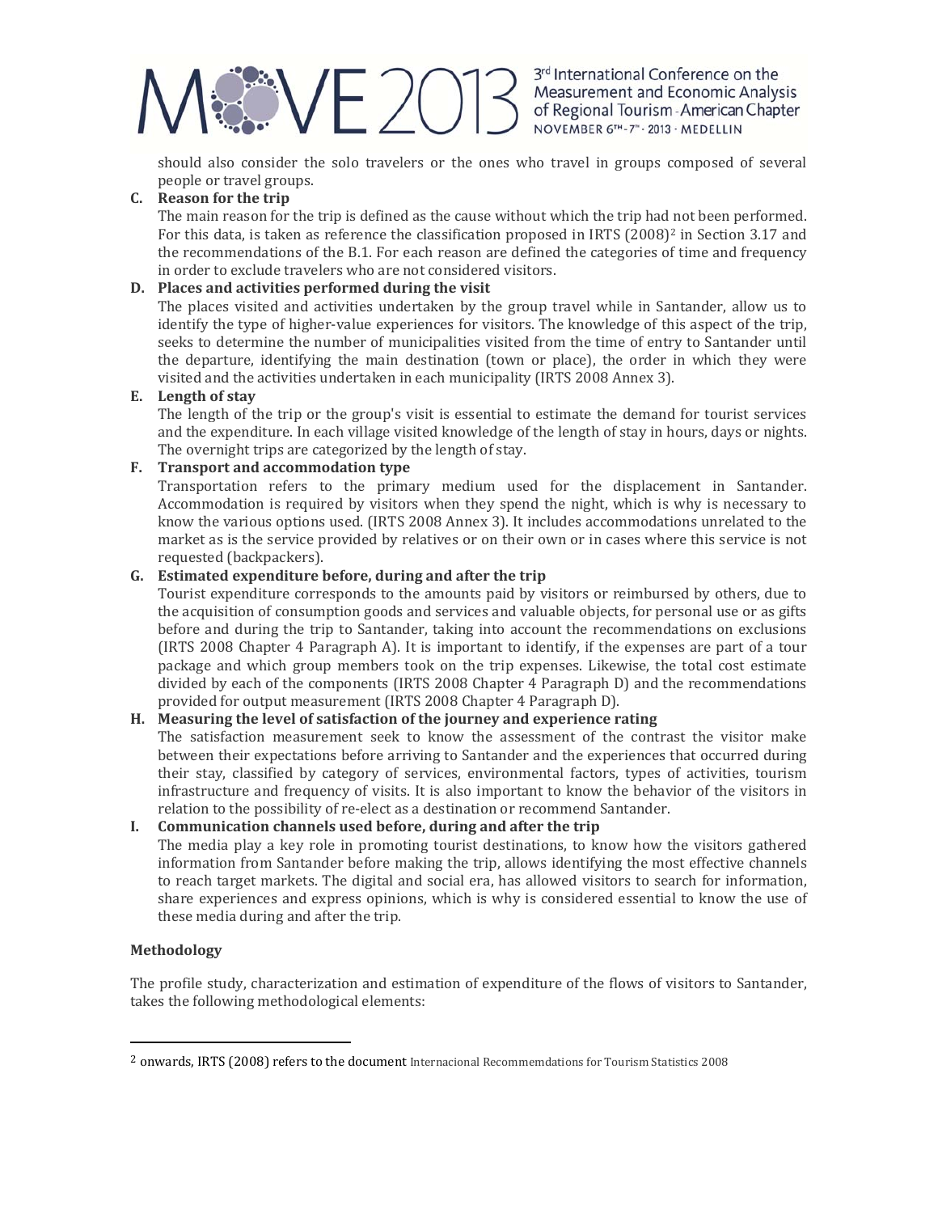should also consider the solo travelers or the ones who travel in groups composed of several people or travel groups.

**C. Reason for the trip**

The main reason for the trip is defined as the cause without which the trip had not been performed. For this data, is taken as reference the classification proposed in IRTS (2008)[2] in Section 3.17 and the recommendations of the B.1. For each reason are defined the categories of time and frequency in order to exclude travelers who are not considered visitors.

**D. Places and activities performed during the visit**

The places visited and activities undertaken by the group travel while in Santander, allow us to identify the type of higher-value experiences for visitors. The knowledge of this aspect of the trip, seeks to determine the number of municipalities visited from the time of entry to Santander until the departure, identifying the main destination (town or place), the order in which they were visited and the activities undertaken in each municipality (IRTS 2008 Annex 3).

**E. Length of stay**

The length of the trip or the group's visit is essential to estimate the demand for tourist services and the expenditure. In each village visited knowledge of the length of stay in hours, days or nights. The overnight trips are categorized by the length of stay.

**F. Transport and accommodation type**

Transportation refers to the primary medium used for the displacement in Santander. Accommodation is required by visitors when they spend the night, which is why is necessary to know the various options used. (IRTS 2008 Annex 3). It includes accommodations unrelated to the market as is the service provided by relatives or on their own or in cases where this service is not requested (backpackers).

**G. Estimated expenditure before, during and after the trip**

Tourist expenditure corresponds to the amounts paid by visitors or reimbursed by others, due to the acquisition of consumption goods and services and valuable objects, for personal use or as gifts before and during the trip to Santander, taking into account the recommendations on exclusions (IRTS 2008 Chapter 4 Paragraph A). It is important to identify, if the expenses are part of a tour package and which group members took on the trip expenses. Likewise, the total cost estimate divided by each of the components (IRTS 2008 Chapter 4 Paragraph D) and the recommendations provided for output measurement (IRTS 2008 Chapter 4 Paragraph D).

**H. Measuring the level of satisfaction of the journey and experience rating**

The satisfaction measurement seek to know the assessment of the contrast the visitor make between their expectations before arriving to Santander and the experiences that occurred during their stay, classified by category of services, environmental factors, types of activities, tourism infrastructure and frequency of visits. It is also important to know the behavior of the visitors in relation to the possibility of re-elect as a destination or recommend Santander.

**I. Communication channels used before, during and after the trip**

The media play a key role in promoting tourist destinations, to know how the visitors gathered information from Santander before making the trip, allows identifying the most effective channels to reach target markets. The digital and social era, has allowed visitors to search for information, share experiences and express opinions, which is why is considered essential to know the use of these media during and after the trip.

**Methodology**

The profile study, characterization and estimation of expenditure of the flows of visitors to Santander, takes the following methodological elements:

---

[2] onwards, IRTS (2008) refers to the document Internacional Recommemdations for Tourism Statistics 2008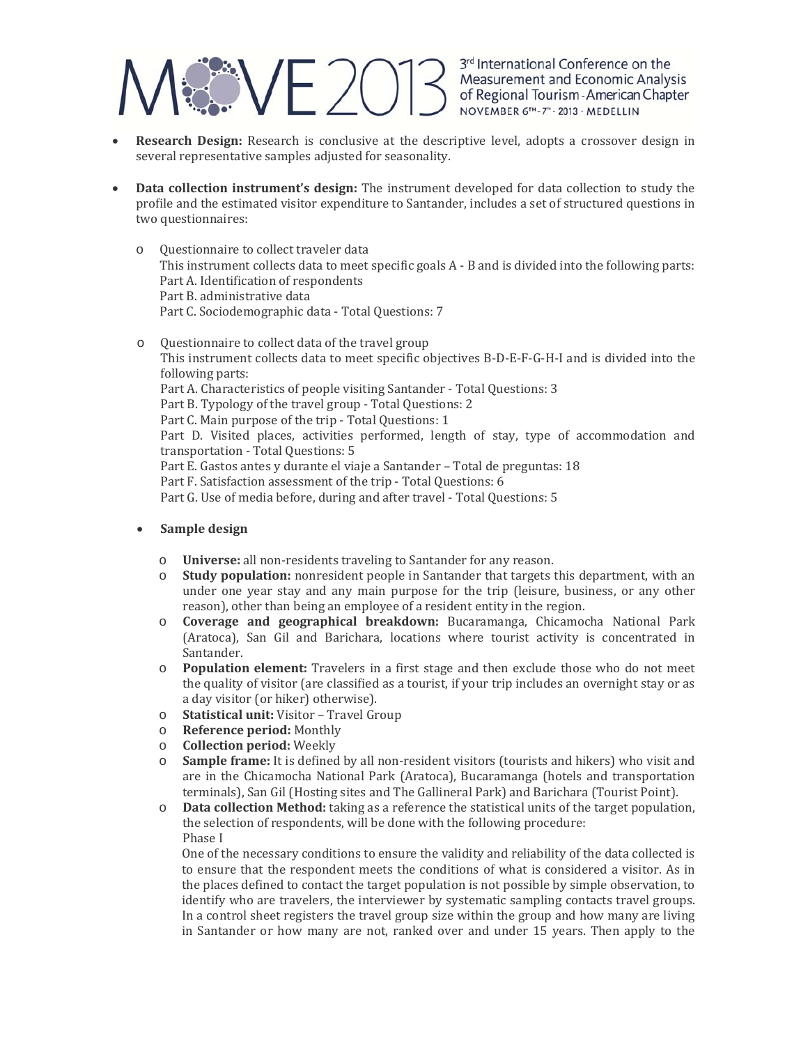- **Research Design:** Research is conclusive at the descriptive level, adopts a crossover design in several representative samples adjusted for seasonality.

- **Data collection instrument's design:** The instrument developed for data collection to study the profile and the estimated visitor expenditure to Santander, includes a set of structured questions in two questionnaires:

  - Questionnaire to collect traveler data
    This instrument collects data to meet specific goals A - B and is divided into the following parts:
    Part A. Identification of respondents
    Part B. administrative data
    Part C. Sociodemographic data - Total Questions: 7

  - Questionnaire to collect data of the travel group
    This instrument collects data to meet specific objectives B-D-E-F-G-H-I and is divided into the following parts:
    Part A. Characteristics of people visiting Santander - Total Questions: 3
    Part B. Typology of the travel group - Total Questions: 2
    Part C. Main purpose of the trip - Total Questions: 1
    Part D. Visited places, activities performed, length of stay, type of accommodation and transportation - Total Questions: 5
    Part E. Gastos antes y durante el viaje a Santander – Total de preguntas: 18
    Part F. Satisfaction assessment of the trip - Total Questions: 6
    Part G. Use of media before, during and after travel - Total Questions: 5

  - **Sample design**

    - **Universe:** all non-residents traveling to Santander for any reason.
    - **Study population:** nonresident people in Santander that targets this department, with an under one year stay and any main purpose for the trip (leisure, business, or any other reason), other than being an employee of a resident entity in the region.
    - **Coverage and geographical breakdown:** Bucaramanga, Chicamocha National Park (Aratoca), San Gil and Barichara, locations where tourist activity is concentrated in Santander.
    - **Population element:** Travelers in a first stage and then exclude those who do not meet the quality of visitor (are classified as a tourist, if your trip includes an overnight stay or as a day visitor (or hiker) otherwise).
    - **Statistical unit:** Visitor – Travel Group
    - **Reference period:** Monthly
    - **Collection period:** Weekly
    - **Sample frame:** It is defined by all non-resident visitors (tourists and hikers) who visit and are in the Chicamocha National Park (Aratoca), Bucaramanga (hotels and transportation terminals), San Gil (Hosting sites and The Gallineral Park) and Barichara (Tourist Point).
    - **Data collection Method:** taking as a reference the statistical units of the target population, the selection of respondents, will be done with the following procedure:
      Phase I
      One of the necessary conditions to ensure the validity and reliability of the data collected is to ensure that the respondent meets the conditions of what is considered a visitor. As in the places defined to contact the target population is not possible by simple observation, to identify who are travelers, the interviewer by systematic sampling contacts travel groups. In a control sheet registers the travel group size within the group and how many are living in Santander or how many are not, ranked over and under 15 years. Then apply to the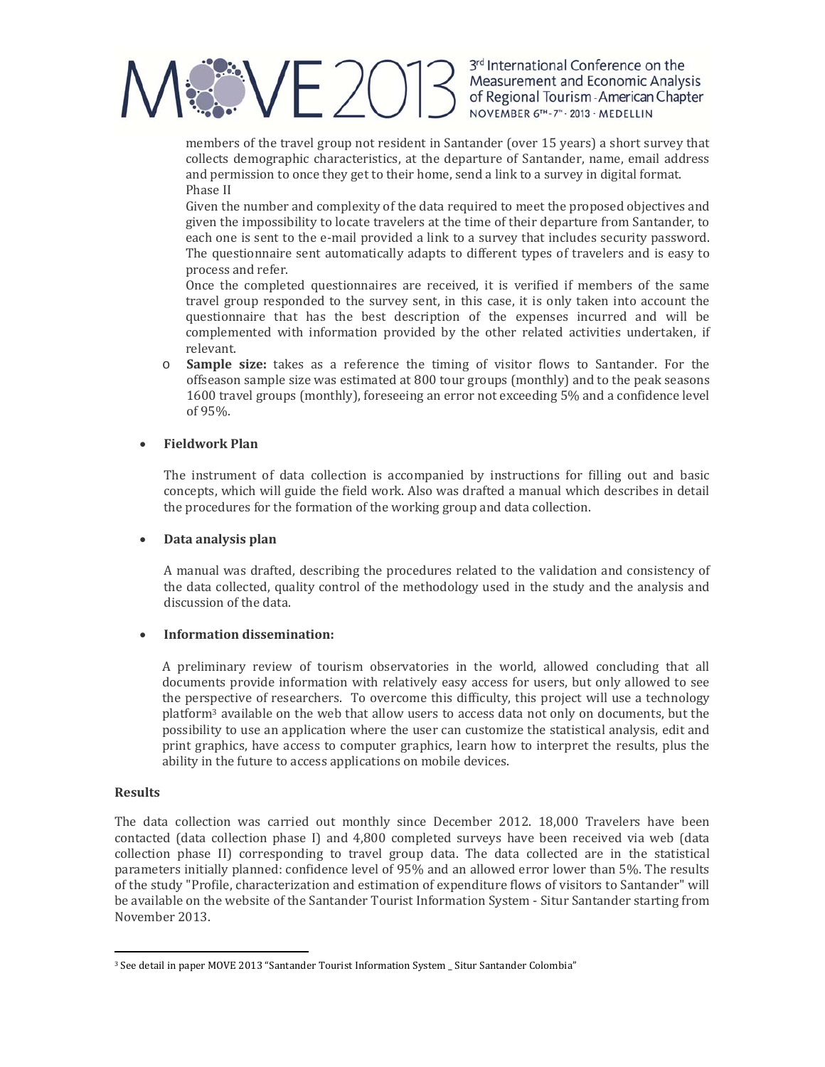members of the travel group not resident in Santander (over 15 years) a short survey that collects demographic characteristics, at the departure of Santander, name, email address and permission to once they get to their home, send a link to a survey in digital format.
Phase II

Given the number and complexity of the data required to meet the proposed objectives and given the impossibility to locate travelers at the time of their departure from Santander, to each one is sent to the e-mail provided a link to a survey that includes security password. The questionnaire sent automatically adapts to different types of travelers and is easy to process and refer.

Once the completed questionnaires are received, it is verified if members of the same travel group responded to the survey sent, in this case, it is only taken into account the questionnaire that has the best description of the expenses incurred and will be complemented with information provided by the other related activities undertaken, if relevant.

- **Sample size:** takes as a reference the timing of visitor flows to Santander. For the offseason sample size was estimated at 800 tour groups (monthly) and to the peak seasons 1600 travel groups (monthly), foreseeing an error not exceeding 5% and a confidence level of 95%.

- **Fieldwork Plan**

  The instrument of data collection is accompanied by instructions for filling out and basic concepts, which will guide the field work. Also was drafted a manual which describes in detail the procedures for the formation of the working group and data collection.

- **Data analysis plan**

  A manual was drafted, describing the procedures related to the validation and consistency of the data collected, quality control of the methodology used in the study and the analysis and discussion of the data.

- **Information dissemination:**

  A preliminary review of tourism observatories in the world, allowed concluding that all documents provide information with relatively easy access for users, but only allowed to see the perspective of researchers. To overcome this difficulty, this project will use a technology platform[3] available on the web that allow users to access data not only on documents, but the possibility to use an application where the user can customize the statistical analysis, edit and print graphics, have access to computer graphics, learn how to interpret the results, plus the ability in the future to access applications on mobile devices.

**Results**

The data collection was carried out monthly since December 2012. 18,000 Travelers have been contacted (data collection phase I) and 4,800 completed surveys have been received via web (data collection phase II) corresponding to travel group data. The data collected are in the statistical parameters initially planned: confidence level of 95% and an allowed error lower than 5%. The results of the study "Profile, characterization and estimation of expenditure flows of visitors to Santander" will be available on the website of the Santander Tourist Information System - Situr Santander starting from November 2013.

[3] See detail in paper MOVE 2013 "Santander Tourist Information System _ Situr Santander Colombia"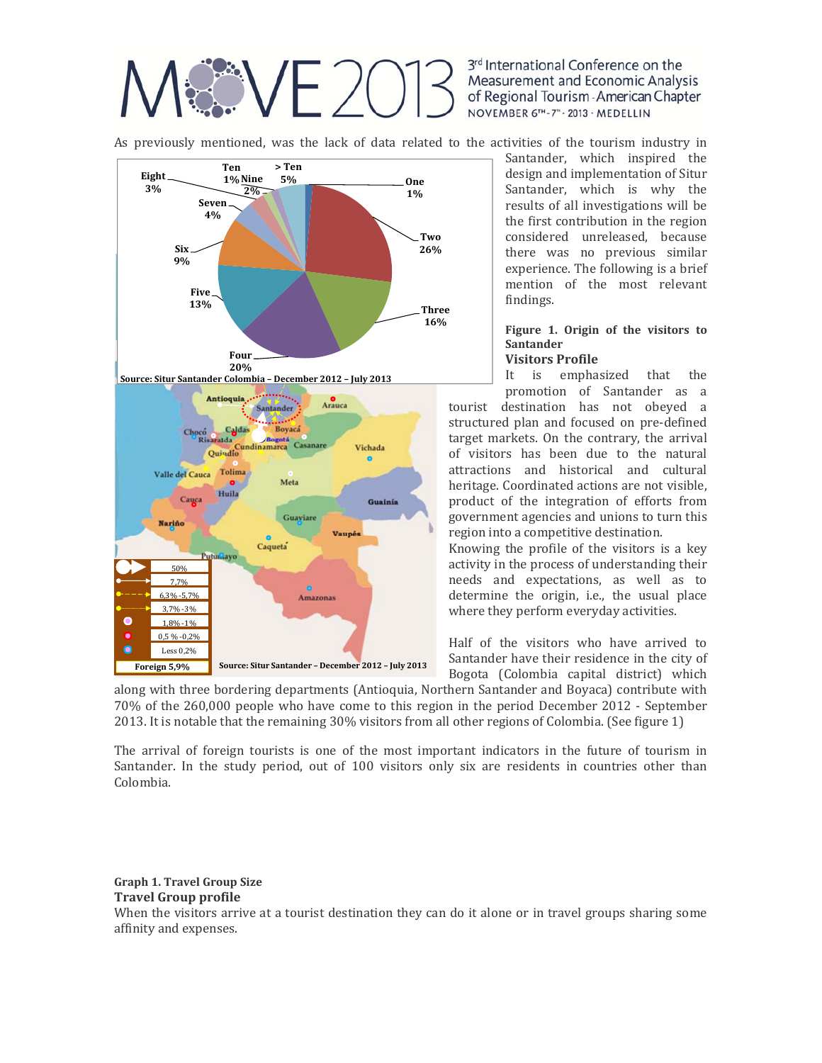As previously mentioned, was the lack of data related to the activities of the tourism industry in Santander, which inspired the design and implementation of Situr Santander, which is why the results of all investigations will be the first contribution in the region considered unreleased, because there was no previous similar experience. The following is a brief mention of the most relevant findings.

Eight 3%
Ten 1%
Nine 2%
> Ten 5%
One 1%
Seven 4%
Two 26%
Six 9%
Five 13%
Three 16%
Four 20%

Source: Situr Santander Colombia – December 2012 – July 2013

Antioquia
Santander
Arauca
Chocó
Caldas
Boyacá
Risaralda
Bogotá
Cundinamarca
Casanare
Quindío
Vichada
Valle del Cauca
Tolima
Meta
Cauca
Huila
Guainía
Nariño
Guaviare
Vaupés
Caquetá
Putumayo
Amazonas

50%
7,7%
6,3% -5,7%
3,7% -3%
1,8% -1%
0,5 % -0,2%
Less 0,2%
Foreign 5,9%

Source: Situr Santander – December 2012 – July 2013

**Figure 1. Origin of the visitors to Santander**

## Visitors Profile

It is emphasized that the promotion of Santander as a tourist destination has not obeyed a structured plan and focused on pre-defined target markets. On the contrary, the arrival of visitors has been due to the natural attractions and historical and cultural heritage. Coordinated actions are not visible, product of the integration of efforts from government agencies and unions to turn this region into a competitive destination.

Knowing the profile of the visitors is a key activity in the process of understanding their needs and expectations, as well as to determine the origin, i.e., the usual place where they perform everyday activities.

Half of the visitors who have arrived to Santander have their residence in the city of Bogota (Colombia capital district) which along with three bordering departments (Antioquia, Northern Santander and Boyaca) contribute with 70% of the 260,000 people who have come to this region in the period December 2012 - September 2013. It is notable that the remaining 30% visitors from all other regions of Colombia. (See figure 1)

The arrival of foreign tourists is one of the most important indicators in the future of tourism in Santander. In the study period, out of 100 visitors only six are residents in countries other than Colombia.

**Graph 1. Travel Group Size**

## Travel Group profile

When the visitors arrive at a tourist destination they can do it alone or in travel groups sharing some affinity and expenses.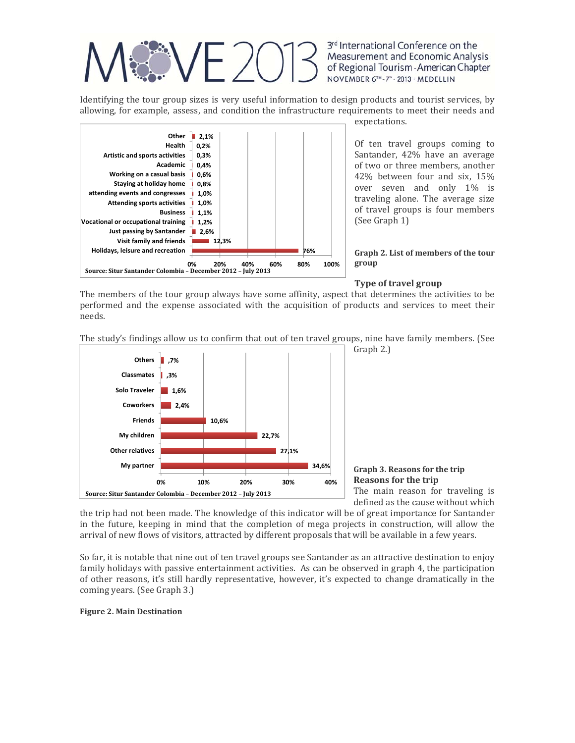Identifying the tour group sizes is very useful information to design products and tourist services, by allowing, for example, assess, and condition the infrastructure requirements to meet their needs and expectations.

Of ten travel groups coming to Santander, 42% have an average of two or three members, another 42% between four and six, 15% over seven and only 1% is traveling alone. The average size of travel groups is four members (See Graph 1)

Other 2,1%
Health 0,2%
Artistic and sports activities 0,3%
Academic 0,4%
Working on a casual basis 0,6%
Staying at holiday home 0,8%
attending events and congresses 1,0%
Attending sports activities 1,0%
Business 1,1%
Vocational or occupational training 1,2%
Just passing by Santander 2,6%
Visit family and friends 12,3%
Holidays, leisure and recreation 76%

0% 20% 40% 60% 80% 100%

Source: Situr Santander Colombia – December 2012 – July 2013

**Graph 2. List of members of the tour group**

### Type of travel group

The members of the tour group always have some affinity, aspect that determines the activities to be performed and the expense associated with the acquisition of products and services to meet their needs.

The study's findings allow us to confirm that out of ten travel groups, nine have family members. (See Graph 2.)

Others ,7%
Classmates ,3%
Solo Traveler 1,6%
Coworkers 2,4%
Friends 10,6%
My children 22,7%
Other relatives 27,1%
My partner 34,6%

0% 10% 20% 30% 40%

Source: Situr Santander Colombia – December 2012 – July 2013

**Graph 3. Reasons for the trip**

### Reasons for the trip

The main reason for traveling is defined as the cause without which the trip had not been made. The knowledge of this indicator will be of great importance for Santander in the future, keeping in mind that the completion of mega projects in construction, will allow the arrival of new flows of visitors, attracted by different proposals that will be available in a few years.

So far, it is notable that nine out of ten travel groups see Santander as an attractive destination to enjoy family holidays with passive entertainment activities. As can be observed in graph 4, the participation of other reasons, it's still hardly representative, however, it's expected to change dramatically in the coming years. (See Graph 3.)

**Figure 2. Main Destination**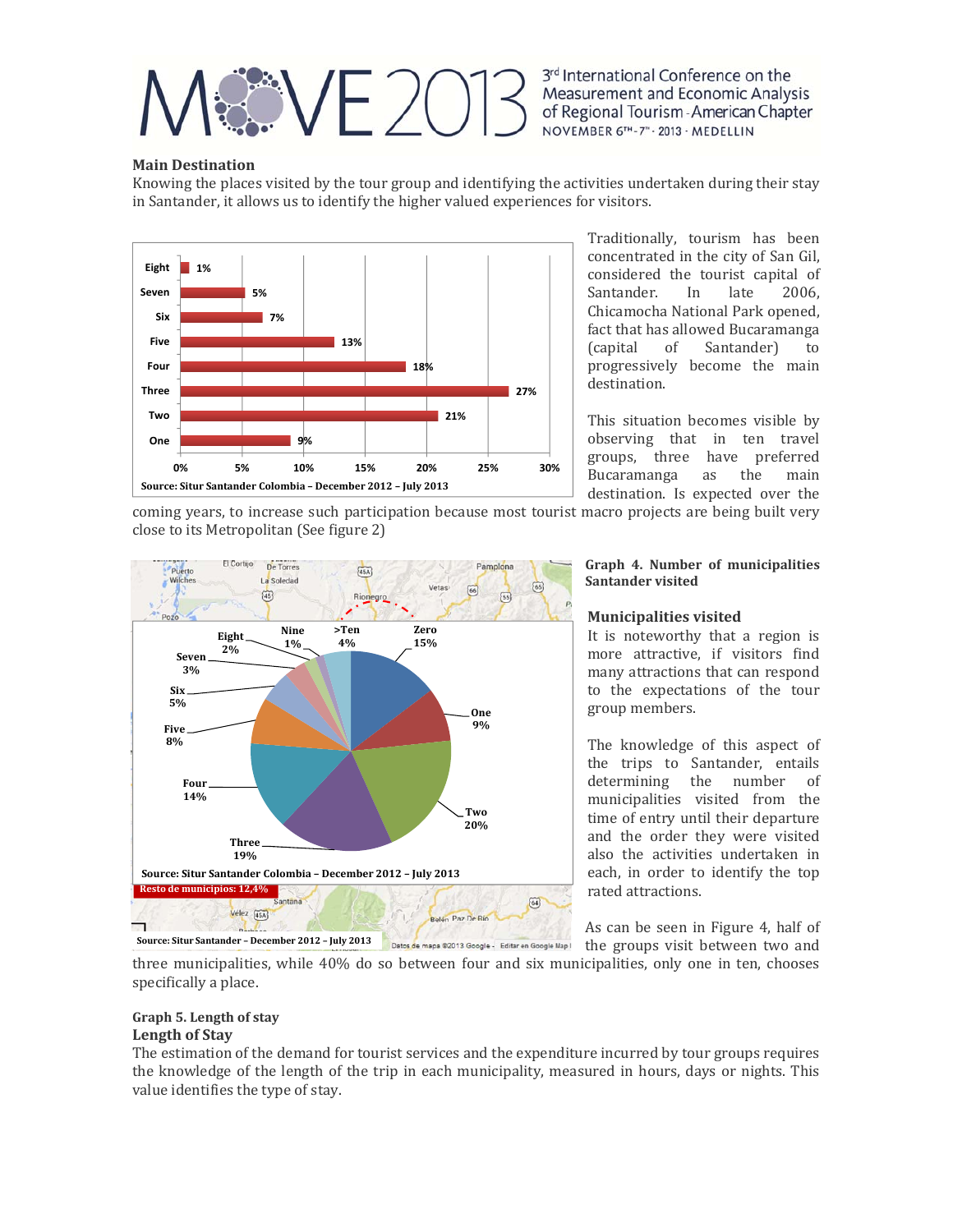**Main Destination**

Knowing the places visited by the tour group and identifying the activities undertaken during their stay in Santander, it allows us to identify the higher valued experiences for visitors.

Eight 1%
Seven 5%
Six 7%
Five 13%
Four 18%
Three 27%
Two 21%
One 9%

0% 5% 10% 15% 20% 25% 30%

Source: Situr Santander Colombia – December 2012 – July 2013

Traditionally, tourism has been concentrated in the city of San Gil, considered the tourist capital of Santander. In late 2006, Chicamocha National Park opened, fact that has allowed Bucaramanga (capital of Santander) to progressively become the main destination.

This situation becomes visible by observing that in ten travel groups, three have preferred Bucaramanga as the main destination. Is expected over the coming years, to increase such participation because most tourist macro projects are being built very close to its Metropolitan (See figure 2)

Zero 15%
One 9%
Two 20%
Three 19%
Four 14%
Five 8%
Six 5%
Seven 3%
Eight 2%
Nine 1%
>Ten 4%

Source: Situr Santander Colombia – December 2012 – July 2013

Resto de municipios: 12,4%

Source: Situr Santander – December 2012 – July 2013

**Graph 4. Number of municipalities Santander visited**

**Municipalities visited**

It is noteworthy that a region is more attractive, if visitors find many attractions that can respond to the expectations of the tour group members.

The knowledge of this aspect of the trips to Santander, entails determining the number of municipalities visited from the time of entry until their departure and the order they were visited also the activities undertaken in each, in order to identify the top rated attractions.

As can be seen in Figure 4, half of the groups visit between two and three municipalities, while 40% do so between four and six municipalities, only one in ten, chooses specifically a place.

**Graph 5. Length of stay**

**Length of Stay**

The estimation of the demand for tourist services and the expenditure incurred by tour groups requires the knowledge of the length of the trip in each municipality, measured in hours, days or nights. This value identifies the type of stay.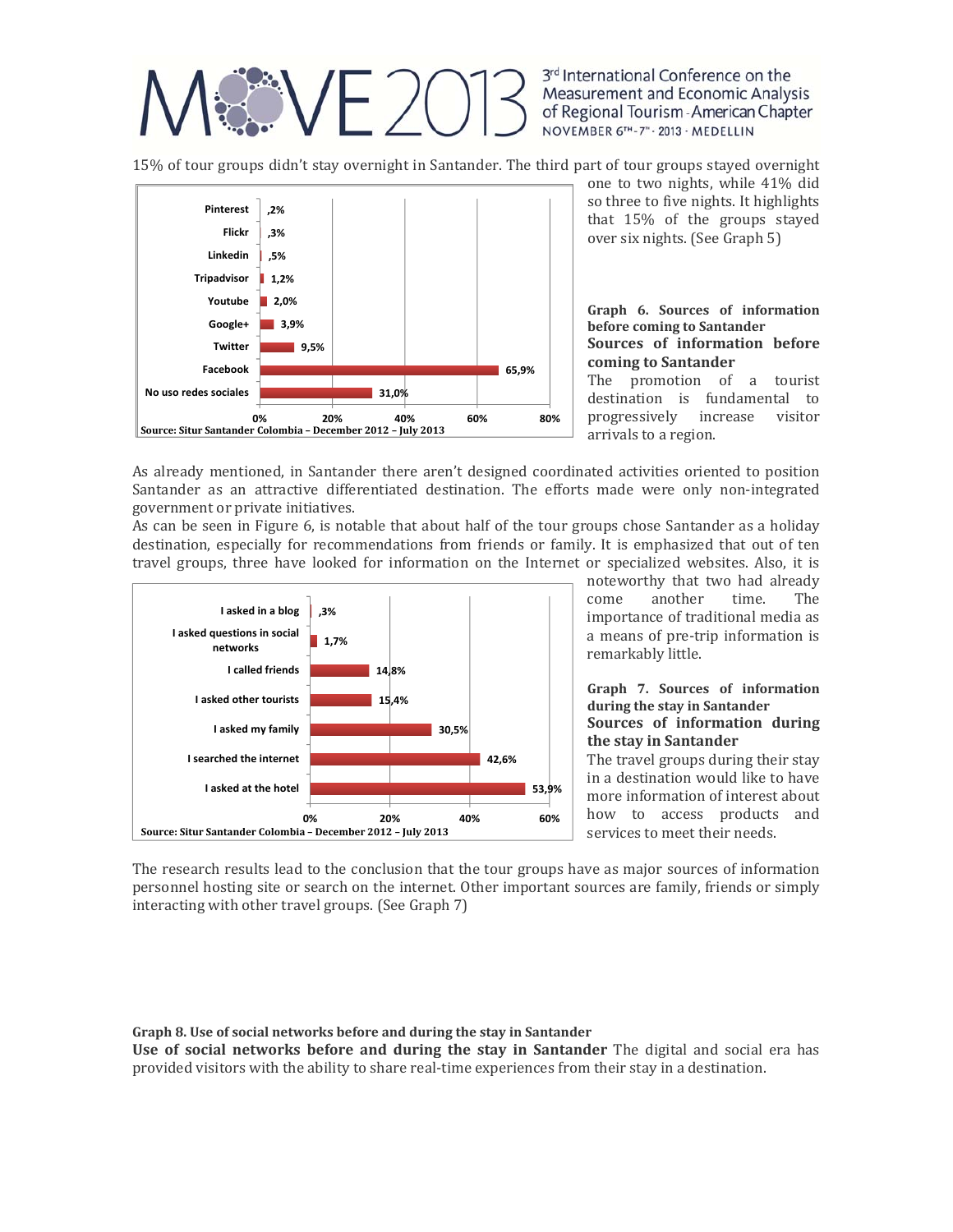15% of tour groups didn't stay overnight in Santander. The third part of tour groups stayed overnight one to two nights, while 41% did so three to five nights. It highlights that 15% of the groups stayed over six nights. (See Graph 5)

Pinterest ,2%
Flickr ,3%
Linkedin ,5%
Tripadvisor 1,2%
Youtube 2,0%
Google+ 3,9%
Twitter 9,5%
Facebook 65,9%
No uso redes sociales 31,0%
0% 20% 40% 60% 80%
Source: Situr Santander Colombia – December 2012 – July 2013

**Graph 6. Sources of information before coming to Santander**

**Sources of information before coming to Santander**

The promotion of a tourist destination is fundamental to progressively increase visitor arrivals to a region.

As already mentioned, in Santander there aren't designed coordinated activities oriented to position Santander as an attractive differentiated destination. The efforts made were only non-integrated government or private initiatives.

As can be seen in Figure 6, is notable that about half of the tour groups chose Santander as a holiday destination, especially for recommendations from friends or family. It is emphasized that out of ten travel groups, three have looked for information on the Internet or specialized websites. Also, it is noteworthy that two had already come another time. The importance of traditional media as a means of pre-trip information is remarkably little.

I asked in a blog ,3%
I asked questions in social networks 1,7%
I called friends 14,8%
I asked other tourists 15,4%
I asked my family 30,5%
I searched the internet 42,6%
I asked at the hotel 53,9%
0% 20% 40% 60%
Source: Situr Santander Colombia – December 2012 – July 2013

**Graph 7. Sources of information during the stay in Santander**

**Sources of information during the stay in Santander**

The travel groups during their stay in a destination would like to have more information of interest about how to access products and services to meet their needs.

The research results lead to the conclusion that the tour groups have as major sources of information personnel hosting site or search on the internet. Other important sources are family, friends or simply interacting with other travel groups. (See Graph 7)

**Graph 8. Use of social networks before and during the stay in Santander**

**Use of social networks before and during the stay in Santander** The digital and social era has provided visitors with the ability to share real-time experiences from their stay in a destination.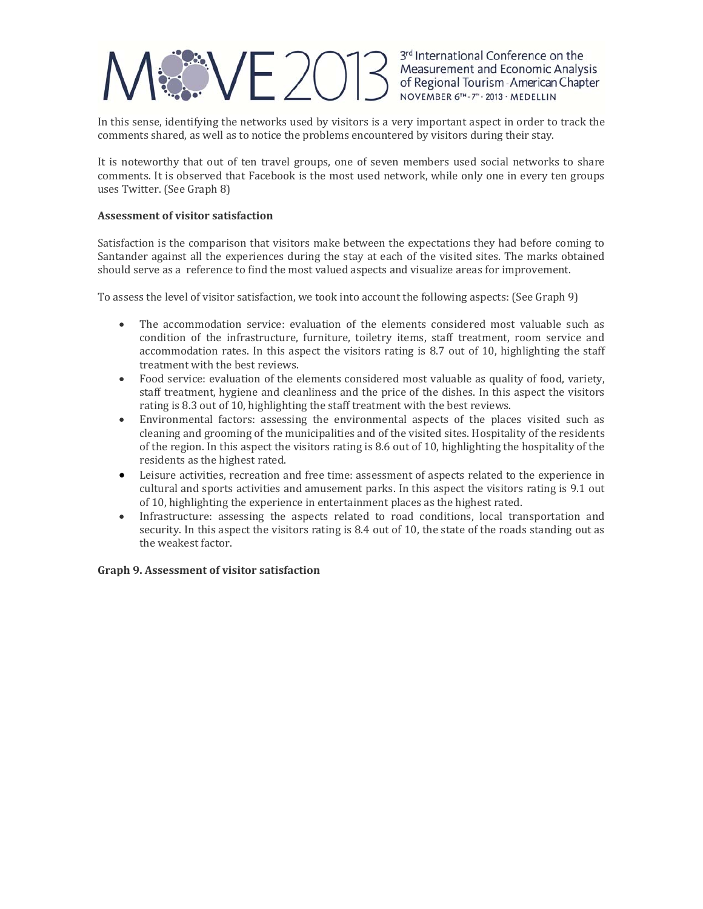In this sense, identifying the networks used by visitors is a very important aspect in order to track the comments shared, as well as to notice the problems encountered by visitors during their stay.

It is noteworthy that out of ten travel groups, one of seven members used social networks to share comments. It is observed that Facebook is the most used network, while only one in every ten groups uses Twitter. (See Graph 8)

**Assessment of visitor satisfaction**

Satisfaction is the comparison that visitors make between the expectations they had before coming to Santander against all the experiences during the stay at each of the visited sites. The marks obtained should serve as a reference to find the most valued aspects and visualize areas for improvement.

To assess the level of visitor satisfaction, we took into account the following aspects: (See Graph 9)

- The accommodation service: evaluation of the elements considered most valuable such as condition of the infrastructure, furniture, toiletry items, staff treatment, room service and accommodation rates. In this aspect the visitors rating is 8.7 out of 10, highlighting the staff treatment with the best reviews.
- Food service: evaluation of the elements considered most valuable as quality of food, variety, staff treatment, hygiene and cleanliness and the price of the dishes. In this aspect the visitors rating is 8.3 out of 10, highlighting the staff treatment with the best reviews.
- Environmental factors: assessing the environmental aspects of the places visited such as cleaning and grooming of the municipalities and of the visited sites. Hospitality of the residents of the region. In this aspect the visitors rating is 8.6 out of 10, highlighting the hospitality of the residents as the highest rated.
- Leisure activities, recreation and free time: assessment of aspects related to the experience in cultural and sports activities and amusement parks. In this aspect the visitors rating is 9.1 out of 10, highlighting the experience in entertainment places as the highest rated.
- Infrastructure: assessing the aspects related to road conditions, local transportation and security. In this aspect the visitors rating is 8.4 out of 10, the state of the roads standing out as the weakest factor.

**Graph 9. Assessment of visitor satisfaction**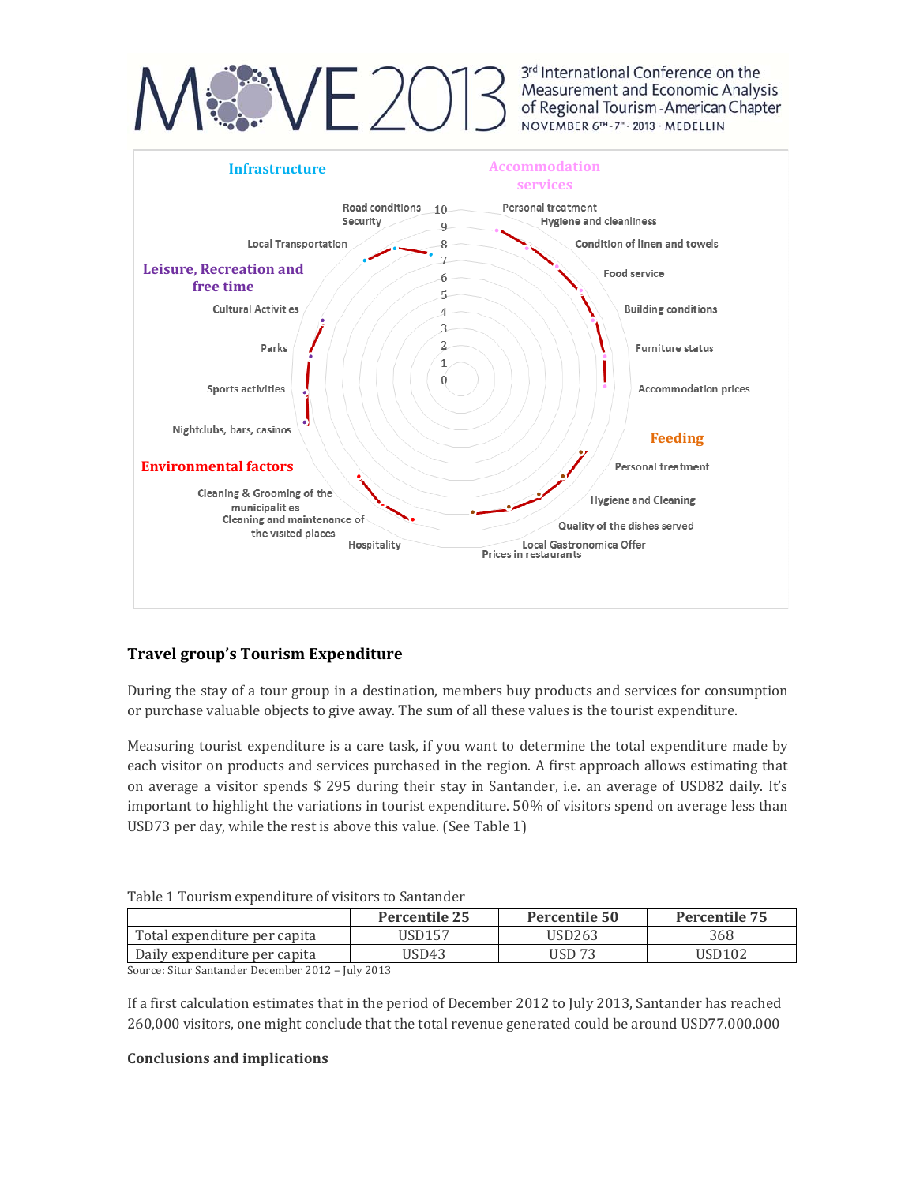Infrastructure

Accommodation services

Road conditions
Security
Local Transportation
10
9
8
7
6
5
4
3
2
1
0

Personal treatment
Hygiene and cleanliness
Condition of linen and towels
Food service
Building conditions
Furniture status
Accommodation prices

Leisure, Recreation and free time

Cultural Activities
Parks
Sports activities
Nightclubs, bars, casinos

Feeding

Personal treatment
Hygiene and Cleaning
Quality of the dishes served
Local Gastronomica Offer
Prices in restaurants

Environmental factors

Cleaning & Grooming of the municipalities
Cleaning and maintenance of the visited places
Hospitality

## Travel group's Tourism Expenditure

During the stay of a tour group in a destination, members buy products and services for consumption or purchase valuable objects to give away. The sum of all these values is the tourist expenditure.

Measuring tourist expenditure is a care task, if you want to determine the total expenditure made by each visitor on products and services purchased in the region. A first approach allows estimating that on average a visitor spends $ 295 during their stay in Santander, i.e. an average of USD82 daily. It's important to highlight the variations in tourist expenditure. 50% of visitors spend on average less than USD73 per day, while the rest is above this value. (See Table 1)

Table 1 Tourism expenditure of visitors to Santander

| | Percentile 25 | Percentile 50 | Percentile 75 |
|---|---|---|---|
| Total expenditure per capita | USD157 | USD263 | 368 |
| Daily expenditure per capita | USD43 | USD 73 | USD102 |

Source: Situr Santander December 2012 – July 2013

If a first calculation estimates that in the period of December 2012 to July 2013, Santander has reached 260,000 visitors, one might conclude that the total revenue generated could be around USD77.000.000

## Conclusions and implications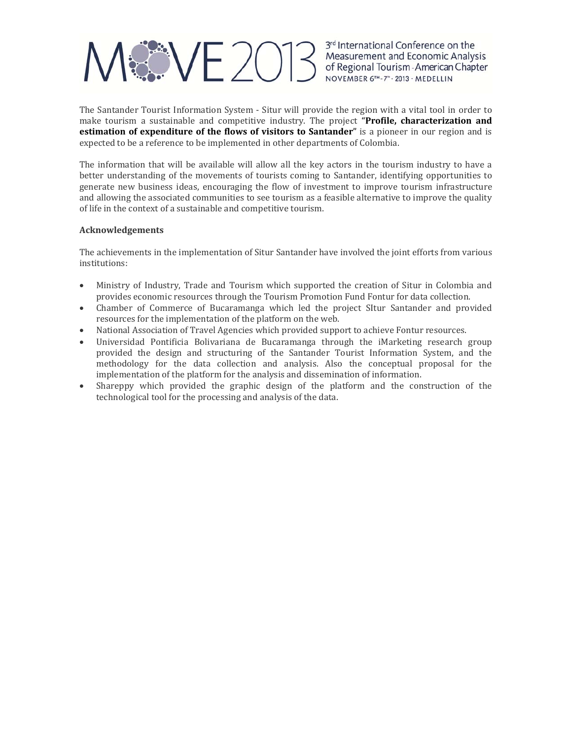The Santander Tourist Information System - Situr will provide the region with a vital tool in order to make tourism a sustainable and competitive industry. The project **"Profile, characterization and estimation of expenditure of the flows of visitors to Santander"** is a pioneer in our region and is expected to be a reference to be implemented in other departments of Colombia.

The information that will be available will allow all the key actors in the tourism industry to have a better understanding of the movements of tourists coming to Santander, identifying opportunities to generate new business ideas, encouraging the flow of investment to improve tourism infrastructure and allowing the associated communities to see tourism as a feasible alternative to improve the quality of life in the context of a sustainable and competitive tourism.

**Acknowledgements**

The achievements in the implementation of Situr Santander have involved the joint efforts from various institutions:

- Ministry of Industry, Trade and Tourism which supported the creation of Situr in Colombia and provides economic resources through the Tourism Promotion Fund Fontur for data collection.
- Chamber of Commerce of Bucaramanga which led the project SItur Santander and provided resources for the implementation of the platform on the web.
- National Association of Travel Agencies which provided support to achieve Fontur resources.
- Universidad Pontificia Bolivariana de Bucaramanga through the iMarketing research group provided the design and structuring of the Santander Tourist Information System, and the methodology for the data collection and analysis. Also the conceptual proposal for the implementation of the platform for the analysis and dissemination of information.
- Shareppy which provided the graphic design of the platform and the construction of the technological tool for the processing and analysis of the data.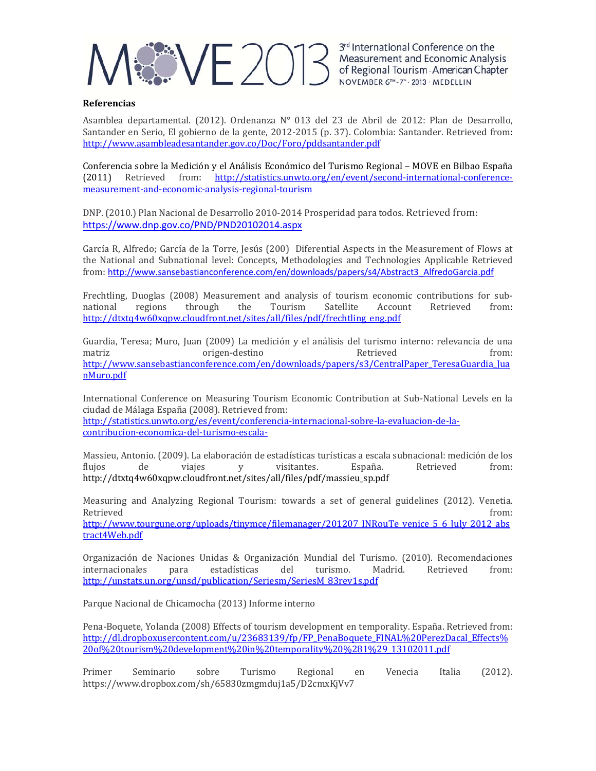**Referencias**

Asamblea departamental. (2012). Ordenanza N° 013 del 23 de Abril de 2012: Plan de Desarrollo, Santander en Serio, El gobierno de la gente, 2012-2015 (p. 37). Colombia: Santander. Retrieved from: http://www.asambleadesantander.gov.co/Doc/Foro/pddsantander.pdf

Conferencia sobre la Medición y el Análisis Económico del Turismo Regional – MOVE en Bilbao España (2011) Retrieved from: http://statistics.unwto.org/en/event/second-international-conference-measurement-and-economic-analysis-regional-tourism

DNP. (2010.) Plan Nacional de Desarrollo 2010-2014 Prosperidad para todos. Retrieved from: https://www.dnp.gov.co/PND/PND20102014.aspx

García R, Alfredo; García de la Torre, Jesús (200) Diferential Aspects in the Measurement of Flows at the National and Subnational level: Concepts, Methodologies and Technologies Applicable Retrieved from: http://www.sansebastianconference.com/en/downloads/papers/s4/Abstract3_AlfredoGarcia.pdf

Frechtling, Duoglas (2008) Measurement and analysis of tourism economic contributions for sub-national regions through the Tourism Satellite Account Retrieved from: http://dtxtq4w60xqpw.cloudfront.net/sites/all/files/pdf/frechtling_eng.pdf

Guardia, Teresa; Muro, Juan (2009) La medición y el análisis del turismo interno: relevancia de una matriz origen-destino Retrieved from: http://www.sansebastianconference.com/en/downloads/papers/s3/CentralPaper_TeresaGuardia_JuanMuro.pdf

International Conference on Measuring Tourism Economic Contribution at Sub-National Levels en la ciudad de Málaga España (2008). Retrieved from: http://statistics.unwto.org/es/event/conferencia-internacional-sobre-la-evaluacion-de-la-contribucion-economica-del-turismo-escala-

Massieu, Antonio. (2009). La elaboración de estadísticas turísticas a escala subnacional: medición de los flujos de viajes y visitantes. España. Retrieved from: http://dtxtq4w60xqpw.cloudfront.net/sites/all/files/pdf/massieu_sp.pdf

Measuring and Analyzing Regional Tourism: towards a set of general guidelines (2012). Venetia. Retrieved from: http://www.tourgune.org/uploads/tinymce/filemanager/201207_INRouTe_venice_5_6_July_2012_abstract4Web.pdf

Organización de Naciones Unidas & Organización Mundial del Turismo. (2010). Recomendaciones internacionales para estadísticas del turismo. Madrid. Retrieved from: http://unstats.un.org/unsd/publication/Seriesm/SeriesM_83rev1s.pdf

Parque Nacional de Chicamocha (2013) Informe interno

Pena-Boquete, Yolanda (2008) Effects of tourism development en temporality. España. Retrieved from: http://dl.dropboxusercontent.com/u/23683139/fp/FP_PenaBoquete_FINAL%20PerezDacal_Effects%20of%20tourism%20development%20in%20temporality%20%281%29_13102011.pdf

Primer Seminario sobre Turismo Regional en Venecia Italia (2012). https://www.dropbox.com/sh/65830zmgmduj1a5/D2cmxKjVv7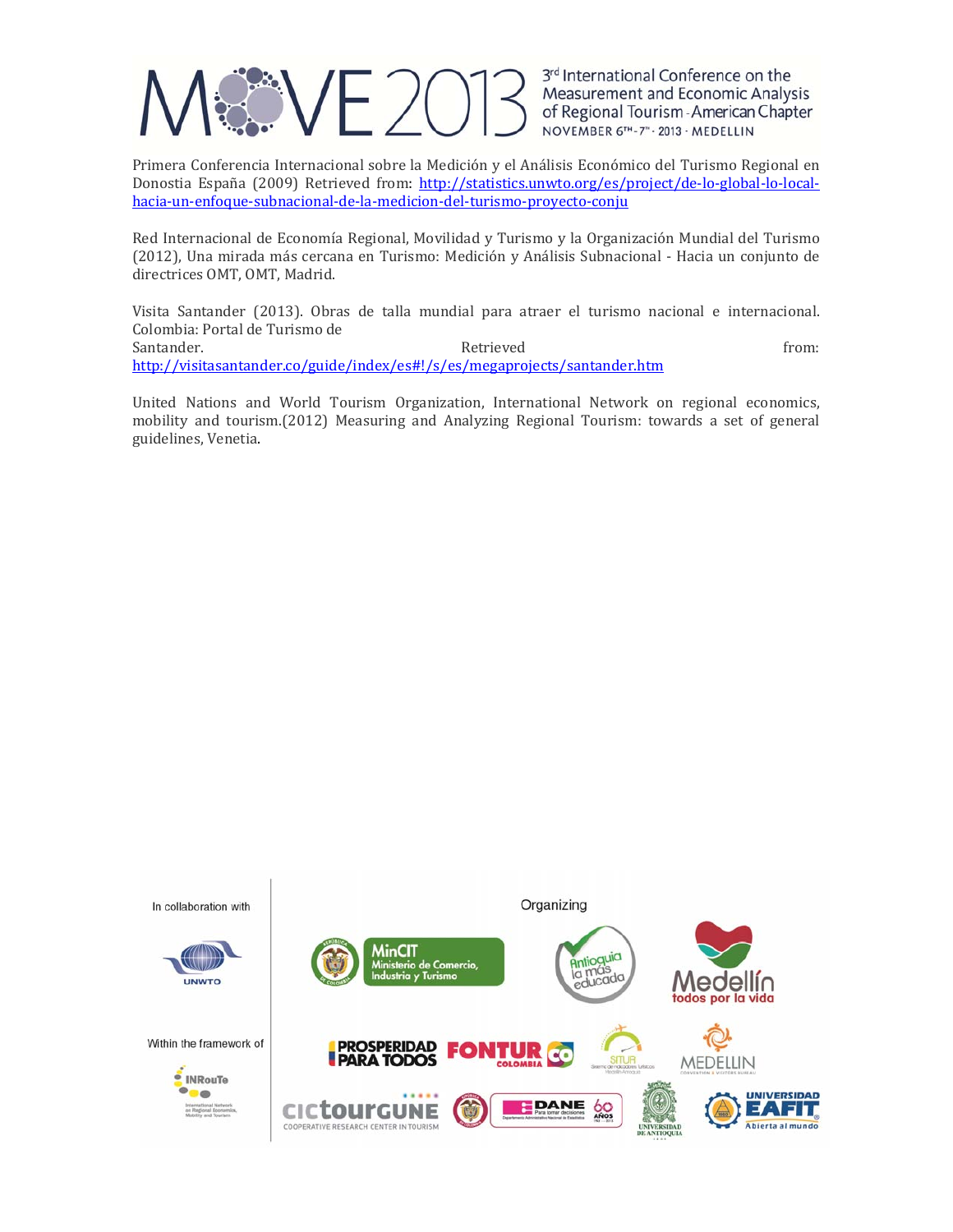Primera Conferencia Internacional sobre la Medición y el Análisis Económico del Turismo Regional en Donostia España (2009) Retrieved from: http://statistics.unwto.org/es/project/de-lo-global-lo-local-hacia-un-enfoque-subnacional-de-la-medicion-del-turismo-proyecto-conju

Red Internacional de Economía Regional, Movilidad y Turismo y la Organización Mundial del Turismo (2012), Una mirada más cercana en Turismo: Medición y Análisis Subnacional - Hacia un conjunto de directrices OMT, OMT, Madrid.

Visita Santander (2013). Obras de talla mundial para atraer el turismo nacional e internacional. Colombia: Portal de Turismo de Santander. Retrieved from: http://visitasantander.co/guide/index/es#!/s/es/megaprojects/santander.htm

United Nations and World Tourism Organization, International Network on regional economics, mobility and tourism.(2012) Measuring and Analyzing Regional Tourism: towards a set of general guidelines, Venetia.